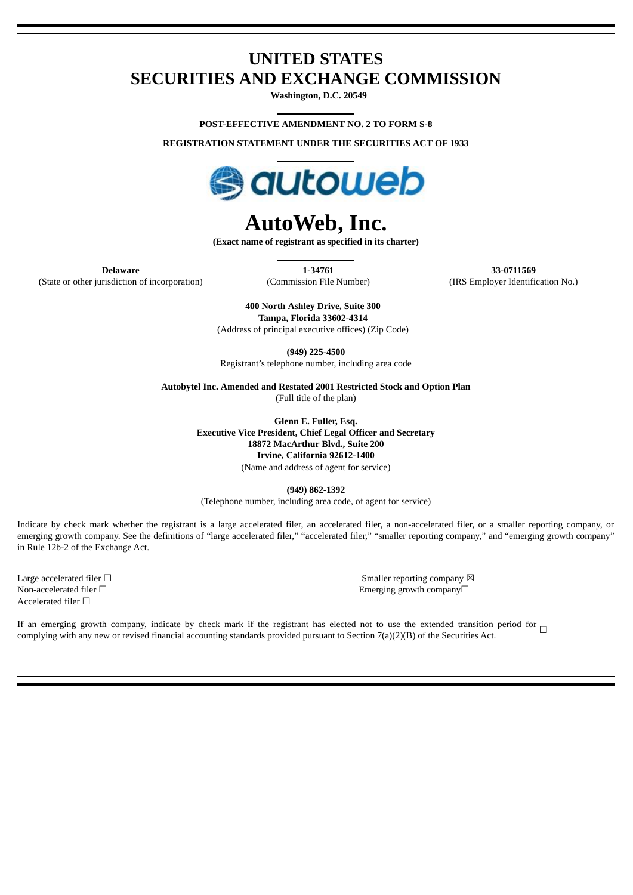# UNITED STATES
# SECURITIES AND EXCHANGE COMMISSION

**Washington, D.C. 20549**

**POST-EFFECTIVE AMENDMENT NO. 2 TO FORM S-8**

**REGISTRATION STATEMENT UNDER THE SECURITIES ACT OF 1933**

# AutoWeb, Inc.

**(Exact name of registrant as specified in its charter)**

| **Delaware** | **1-34761** | **33-0711569** |
|---|---|---|
| (State or other jurisdiction of incorporation) | (Commission File Number) | (IRS Employer Identification No.) |

**400 North Ashley Drive, Suite 300**
**Tampa, Florida 33602-4314**
(Address of principal executive offices) (Zip Code)

**(949) 225-4500**
Registrant's telephone number, including area code

**Autobytel Inc. Amended and Restated 2001 Restricted Stock and Option Plan**
(Full title of the plan)

**Glenn E. Fuller, Esq.**
**Executive Vice President, Chief Legal Officer and Secretary**
**18872 MacArthur Blvd., Suite 200**
**Irvine, California 92612-1400**
(Name and address of agent for service)

**(949) 862-1392**
(Telephone number, including area code, of agent for service)

Indicate by check mark whether the registrant is a large accelerated filer, an accelerated filer, a non-accelerated filer, or a smaller reporting company, or emerging growth company. See the definitions of "large accelerated filer," "accelerated filer," "smaller reporting company," and "emerging growth company" in Rule 12b-2 of the Exchange Act.

Large accelerated filer ☐
Non-accelerated filer ☐
Accelerated filer ☐
Smaller reporting company ☒
Emerging growth company☐

If an emerging growth company, indicate by check mark if the registrant has elected not to use the extended transition period for complying with any new or revised financial accounting standards provided pursuant to Section 7(a)(2)(B) of the Securities Act. ☐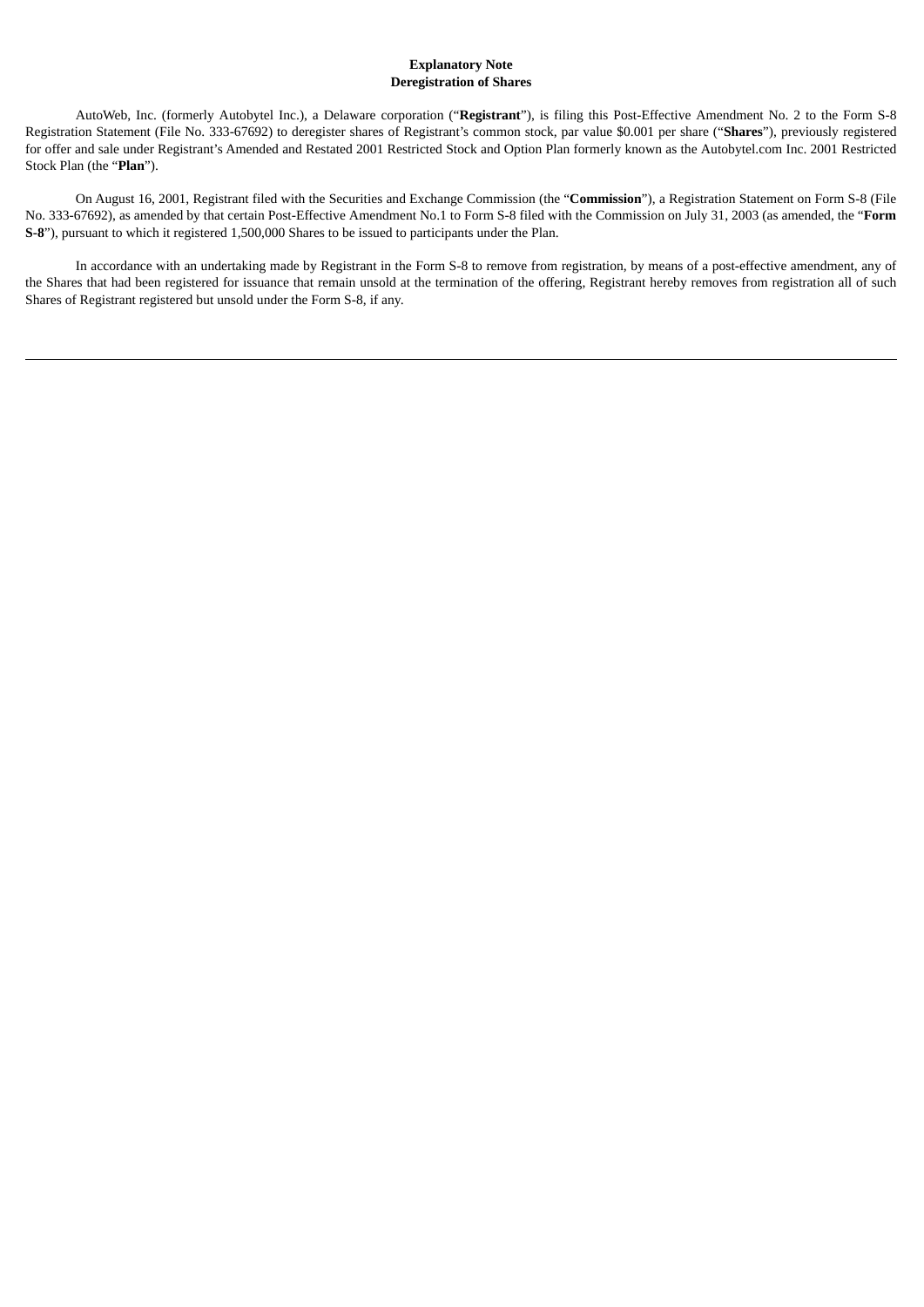**Explanatory Note**
**Deregistration of Shares**

AutoWeb, Inc. (formerly Autobytel Inc.), a Delaware corporation ("**Registrant**"), is filing this Post-Effective Amendment No. 2 to the Form S-8 Registration Statement (File No. 333-67692) to deregister shares of Registrant's common stock, par value $0.001 per share ("**Shares**"), previously registered for offer and sale under Registrant's Amended and Restated 2001 Restricted Stock and Option Plan formerly known as the Autobytel.com Inc. 2001 Restricted Stock Plan (the "**Plan**").

On August 16, 2001, Registrant filed with the Securities and Exchange Commission (the "**Commission**"), a Registration Statement on Form S-8 (File No. 333-67692), as amended by that certain Post-Effective Amendment No.1 to Form S-8 filed with the Commission on July 31, 2003 (as amended, the "**Form S-8**"), pursuant to which it registered 1,500,000 Shares to be issued to participants under the Plan.

In accordance with an undertaking made by Registrant in the Form S-8 to remove from registration, by means of a post-effective amendment, any of the Shares that had been registered for issuance that remain unsold at the termination of the offering, Registrant hereby removes from registration all of such Shares of Registrant registered but unsold under the Form S-8, if any.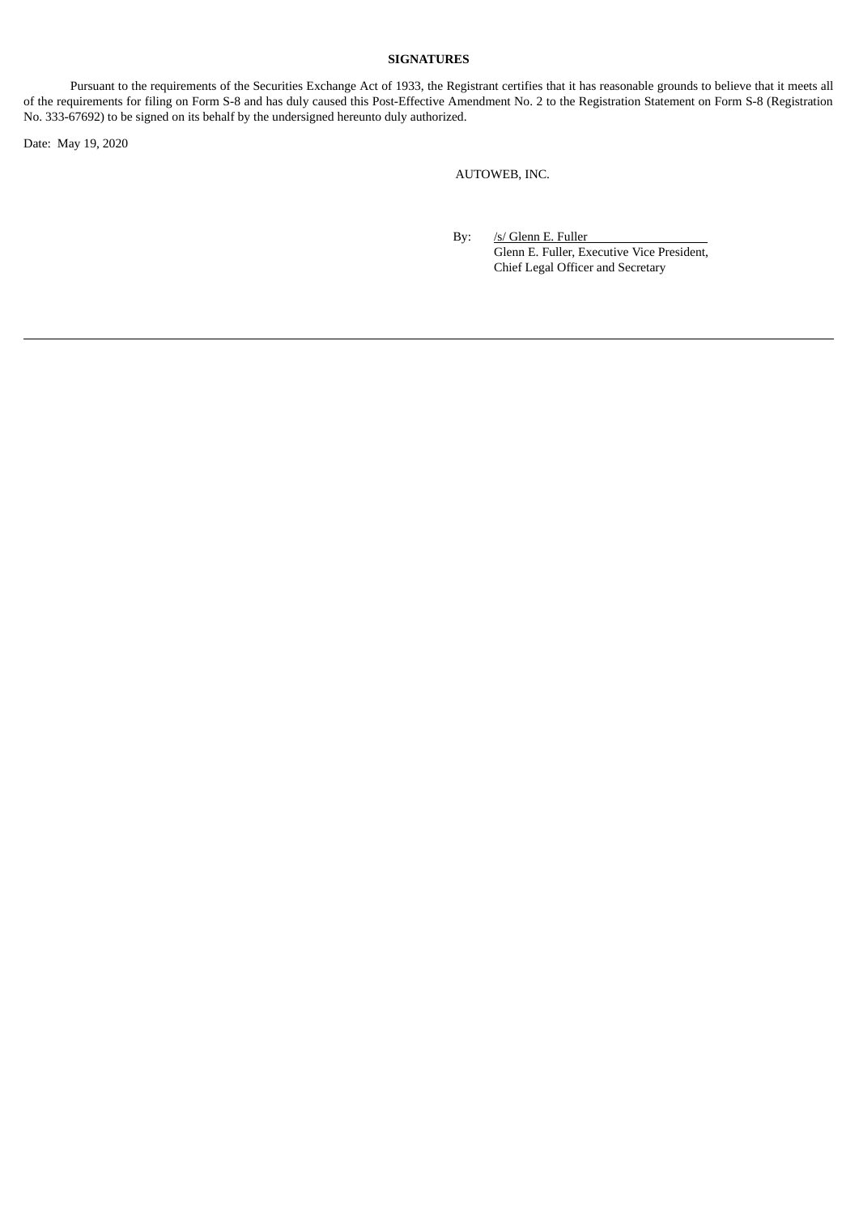**SIGNATURES**

Pursuant to the requirements of the Securities Exchange Act of 1933, the Registrant certifies that it has reasonable grounds to believe that it meets all of the requirements for filing on Form S-8 and has duly caused this Post-Effective Amendment No. 2 to the Registration Statement on Form S-8 (Registration No. 333-67692) to be signed on its behalf by the undersigned hereunto duly authorized.

Date: May 19, 2020

AUTOWEB, INC.

By: /s/ Glenn E. Fuller
Glenn E. Fuller, Executive Vice President, Chief Legal Officer and Secretary